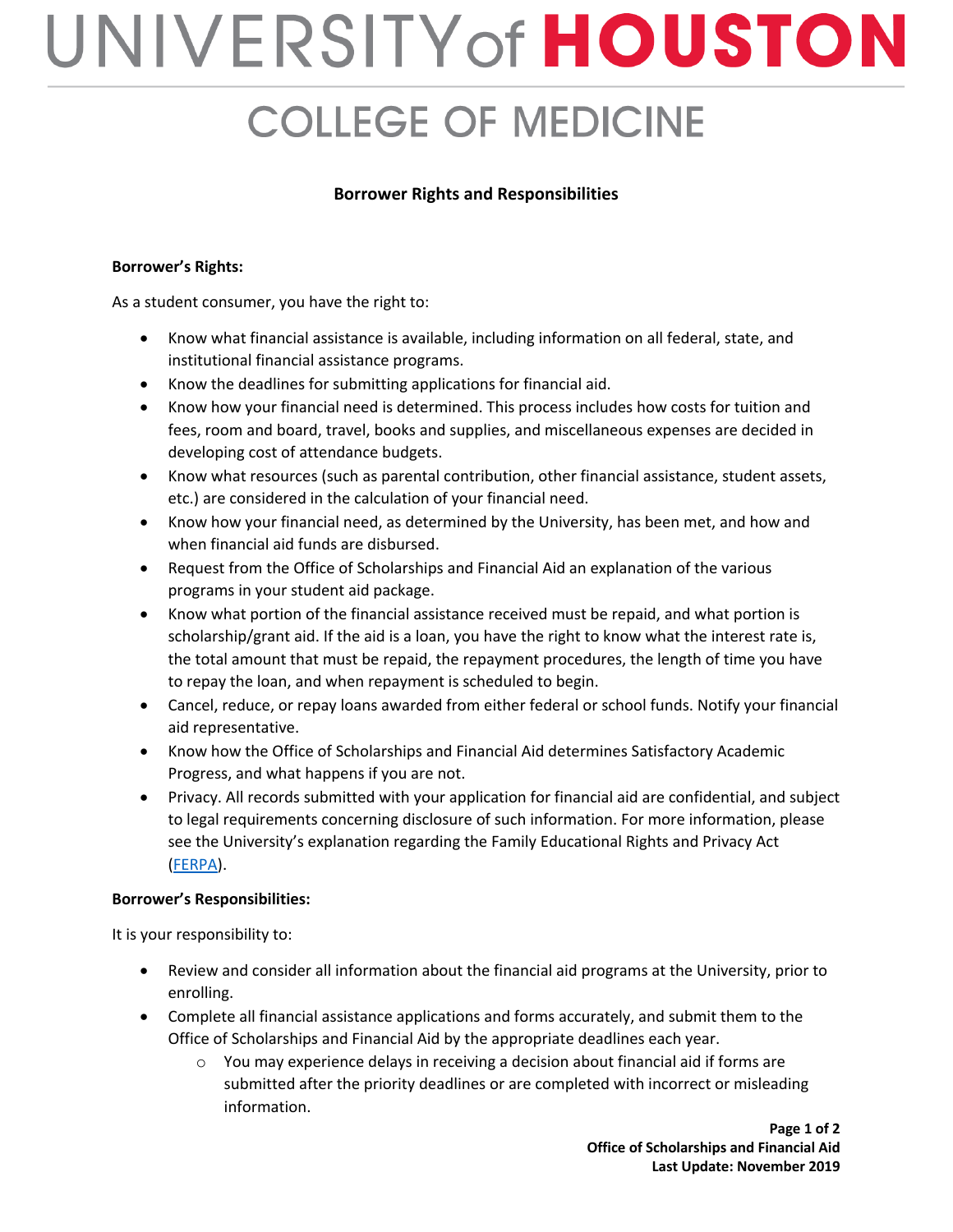# UNIVERSITY of HOUSTON

## COLLEGE OF MEDICINE

### Borrower Rights and Responsibilities

**Borrower's Rights:**

As a student consumer, you have the right to:

- Know what financial assistance is available, including information on all federal, state, and institutional financial assistance programs.
- Know the deadlines for submitting applications for financial aid.
- Know how your financial need is determined. This process includes how costs for tuition and fees, room and board, travel, books and supplies, and miscellaneous expenses are decided in developing cost of attendance budgets.
- Know what resources (such as parental contribution, other financial assistance, student assets, etc.) are considered in the calculation of your financial need.
- Know how your financial need, as determined by the University, has been met, and how and when financial aid funds are disbursed.
- Request from the Office of Scholarships and Financial Aid an explanation of the various programs in your student aid package.
- Know what portion of the financial assistance received must be repaid, and what portion is scholarship/grant aid. If the aid is a loan, you have the right to know what the interest rate is, the total amount that must be repaid, the repayment procedures, the length of time you have to repay the loan, and when repayment is scheduled to begin.
- Cancel, reduce, or repay loans awarded from either federal or school funds. Notify your financial aid representative.
- Know how the Office of Scholarships and Financial Aid determines Satisfactory Academic Progress, and what happens if you are not.
- Privacy. All records submitted with your application for financial aid are confidential, and subject to legal requirements concerning disclosure of such information. For more information, please see the University's explanation regarding the Family Educational Rights and Privacy Act (FERPA).

**Borrower's Responsibilities:**

It is your responsibility to:

- Review and consider all information about the financial aid programs at the University, prior to enrolling.
- Complete all financial assistance applications and forms accurately, and submit them to the Office of Scholarships and Financial Aid by the appropriate deadlines each year.
    - You may experience delays in receiving a decision about financial aid if forms are submitted after the priority deadlines or are completed with incorrect or misleading information.

**Office of Scholarships and Financial Aid**
**Last Update: November 2019**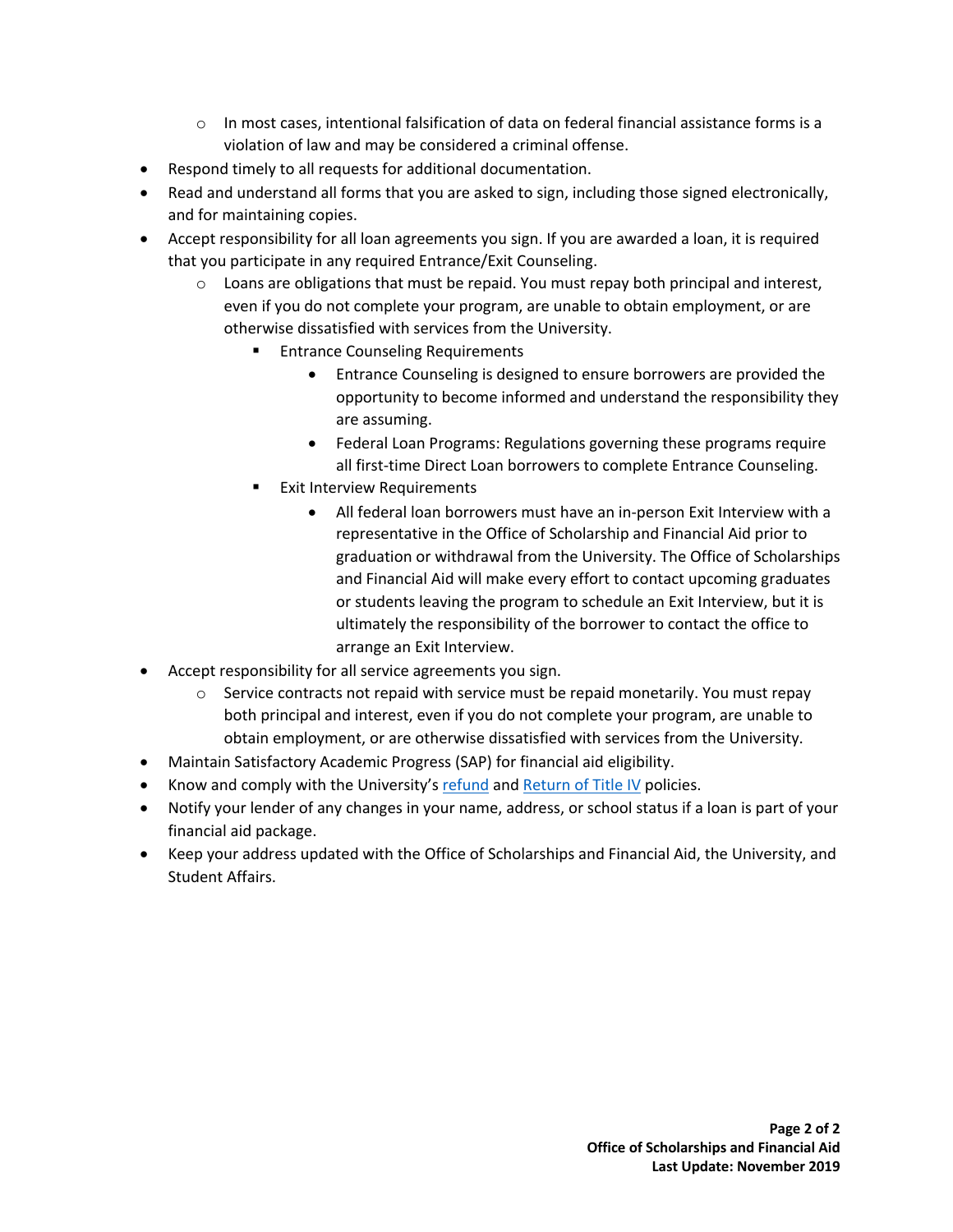- In most cases, intentional falsification of data on federal financial assistance forms is a violation of law and may be considered a criminal offense.
- Respond timely to all requests for additional documentation.
- Read and understand all forms that you are asked to sign, including those signed electronically, and for maintaining copies.
- Accept responsibility for all loan agreements you sign. If you are awarded a loan, it is required that you participate in any required Entrance/Exit Counseling.
  - Loans are obligations that must be repaid. You must repay both principal and interest, even if you do not complete your program, are unable to obtain employment, or are otherwise dissatisfied with services from the University.
    - Entrance Counseling Requirements
      - Entrance Counseling is designed to ensure borrowers are provided the opportunity to become informed and understand the responsibility they are assuming.
      - Federal Loan Programs: Regulations governing these programs require all first-time Direct Loan borrowers to complete Entrance Counseling.
    - Exit Interview Requirements
      - All federal loan borrowers must have an in-person Exit Interview with a representative in the Office of Scholarship and Financial Aid prior to graduation or withdrawal from the University. The Office of Scholarships and Financial Aid will make every effort to contact upcoming graduates or students leaving the program to schedule an Exit Interview, but it is ultimately the responsibility of the borrower to contact the office to arrange an Exit Interview.
- Accept responsibility for all service agreements you sign.
  - Service contracts not repaid with service must be repaid monetarily. You must repay both principal and interest, even if you do not complete your program, are unable to obtain employment, or are otherwise dissatisfied with services from the University.
- Maintain Satisfactory Academic Progress (SAP) for financial aid eligibility.
- Know and comply with the University's refund and Return of Title IV policies.
- Notify your lender of any changes in your name, address, or school status if a loan is part of your financial aid package.
- Keep your address updated with the Office of Scholarships and Financial Aid, the University, and Student Affairs.

**Office of Scholarships and Financial Aid**
**Last Update: November 2019**